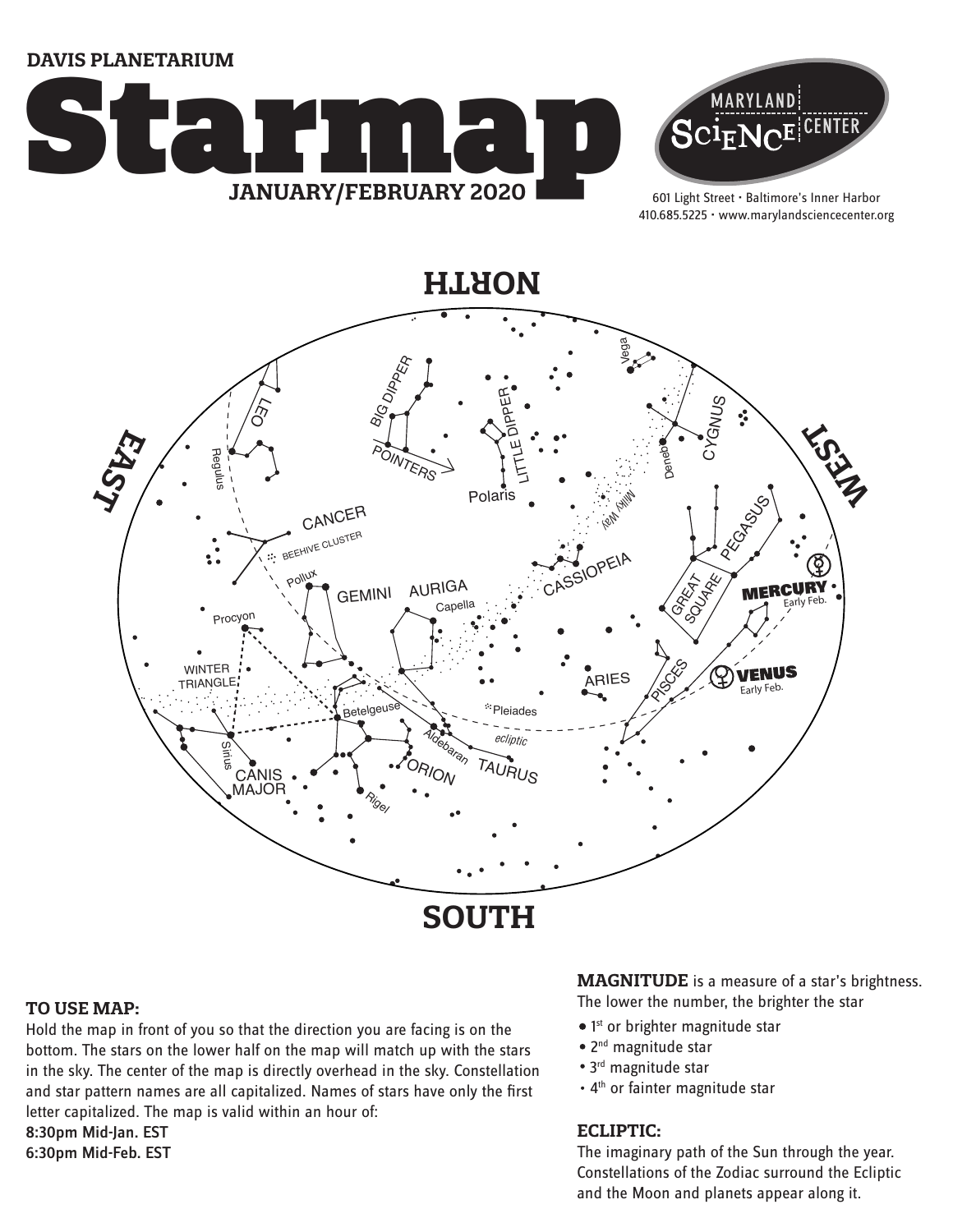DAVIS PLANETARIUM

# Starmap

**JANUARY/FEBRUARY 2020**

MARYLAND SCIENCE CENTER

601 Light Street • Baltimore's Inner Harbor
410.685.5225 • www.marylandsciencecenter.org

NORTH

EAST

WEST

SOUTH

LEO, Regulus, BIG DIPPER, POINTERS, LITTLE DIPPER, Polaris, Vega, CYGNUS, Deneb, Milky Way, CANCER, BEEHIVE CLUSTER, CASSIOPEIA, PEGASUS, GREAT SQUARE, MERCURY Early Feb., Pollux, GEMINI, AURIGA, Capella, Procyon, ARIES, PISCES, VENUS Early Feb., WINTER TRIANGLE, Betelgeuse, Pleiades, ecliptic, Aldebaran, TAURUS, ORION, Sirius, CANIS MAJOR, Rigel

### TO USE MAP:

Hold the map in front of you so that the direction you are facing is on the bottom. The stars on the lower half on the map will match up with the stars in the sky. The center of the map is directly overhead in the sky. Constellation and star pattern names are all capitalized. Names of stars have only the first letter capitalized. The map is valid within an hour of:

**8:30pm Mid-Jan. EST**
**6:30pm Mid-Feb. EST**

**MAGNITUDE** is a measure of a star's brightness. The lower the number, the brighter the star

- 1st or brighter magnitude star
- 2nd magnitude star
- 3rd magnitude star
- 4th or fainter magnitude star

### ECLIPTIC:

The imaginary path of the Sun through the year. Constellations of the Zodiac surround the Ecliptic and the Moon and planets appear along it.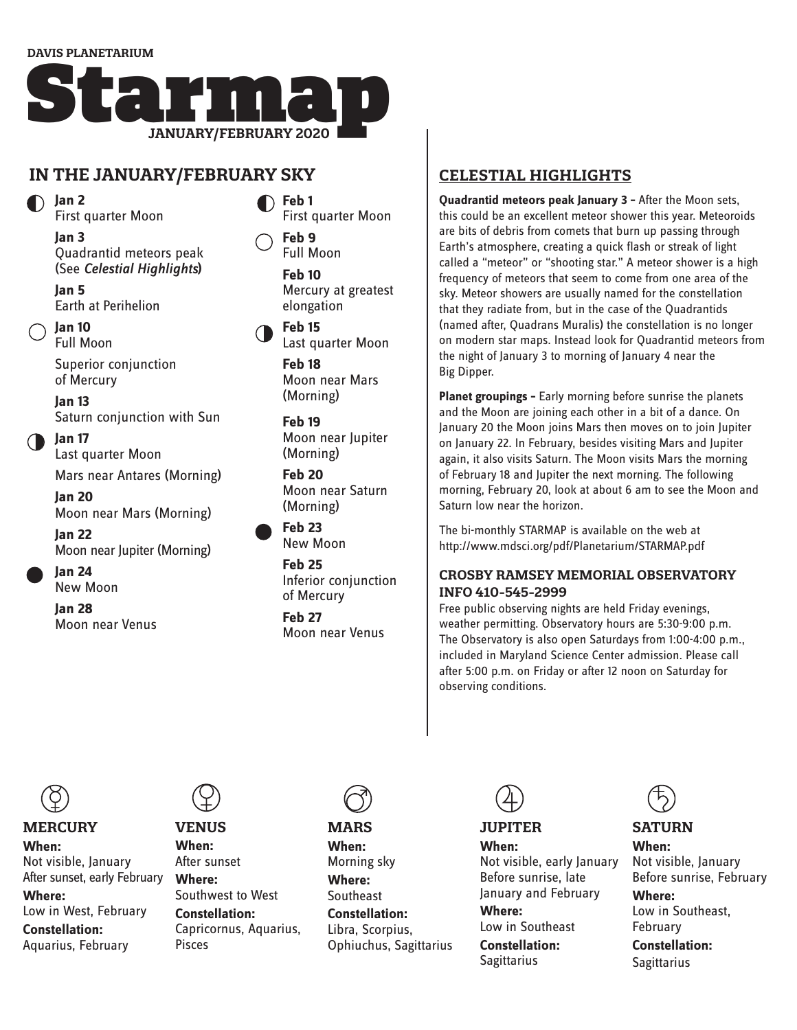DAVIS PLANETARIUM

# Starmap

JANUARY/FEBRUARY 2020

## IN THE JANUARY/FEBRUARY SKY

**Jan 2**
First quarter Moon

**Jan 3**
Quadrantid meteors peak (See *Celestial Highlights*)

**Jan 5**
Earth at Perihelion

**Jan 10**
Full Moon

Superior conjunction of Mercury

**Jan 13**
Saturn conjunction with Sun

**Jan 17**
Last quarter Moon

Mars near Antares (Morning)

**Jan 20**
Moon near Mars (Morning)

**Jan 22**
Moon near Jupiter (Morning)

**Jan 24**
New Moon

**Jan 28**
Moon near Venus

**Feb 1**
First quarter Moon

**Feb 9**
Full Moon

**Feb 10**
Mercury at greatest elongation

**Feb 15**
Last quarter Moon

**Feb 18**
Moon near Mars (Morning)

**Feb 19**
Moon near Jupiter (Morning)

**Feb 20**
Moon near Saturn (Morning)

**Feb 23**
New Moon

**Feb 25**
Inferior conjunction of Mercury

**Feb 27**
Moon near Venus

## CELESTIAL HIGHLIGHTS

**Quadrantid meteors peak January 3 –** After the Moon sets, this could be an excellent meteor shower this year. Meteoroids are bits of debris from comets that burn up passing through Earth's atmosphere, creating a quick flash or streak of light called a "meteor" or "shooting star." A meteor shower is a high frequency of meteors that seem to come from one area of the sky. Meteor showers are usually named for the constellation that they radiate from, but in the case of the Quadrantids (named after, Quadrans Muralis) the constellation is no longer on modern star maps. Instead look for Quadrantid meteors from the night of January 3 to morning of January 4 near the Big Dipper.

**Planet groupings –** Early morning before sunrise the planets and the Moon are joining each other in a bit of a dance. On January 20 the Moon joins Mars then moves on to join Jupiter on January 22. In February, besides visiting Mars and Jupiter again, it also visits Saturn. The Moon visits Mars the morning of February 18 and Jupiter the next morning. The following morning, February 20, look at about 6 am to see the Moon and Saturn low near the horizon.

The bi-monthly STARMAP is available on the web at http://www.mdsci.org/pdf/Planetarium/STARMAP.pdf

### CROSBY RAMSEY MEMORIAL OBSERVATORY INFO 410-545-2999

Free public observing nights are held Friday evenings, weather permitting. Observatory hours are 5:30-9:00 p.m. The Observatory is also open Saturdays from 1:00-4:00 p.m., included in Maryland Science Center admission. Please call after 5:00 p.m. on Friday or after 12 noon on Saturday for observing conditions.

### ☿ MERCURY

**When:**
Not visible, January
After sunset, early February

**Where:**
Low in West, February

**Constellation:**
Aquarius, February

### ♀ VENUS

**When:**
After sunset

**Where:**
Southwest to West

**Constellation:**
Capricornus, Aquarius, Pisces

### ♂ MARS

**When:**
Morning sky

**Where:**
Southeast

**Constellation:**
Libra, Scorpius, Ophiuchus, Sagittarius

### ♃ JUPITER

**When:**
Not visible, early January
Before sunrise, late January and February

**Where:**
Low in Southeast

**Constellation:**
Sagittarius

### ♄ SATURN

**When:**
Not visible, January
Before sunrise, February

**Where:**
Low in Southeast, February

**Constellation:**
Sagittarius